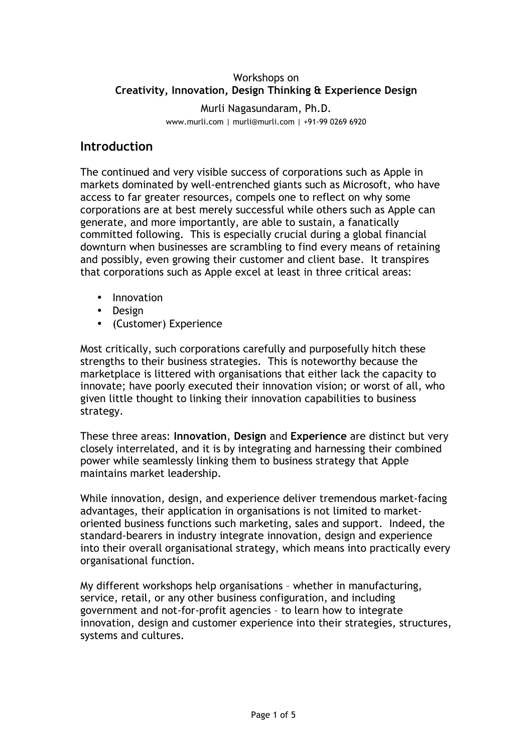Workshops on

**Creativity, Innovation, Design Thinking & Experience Design**

Murli Nagasundaram, Ph.D.

www.murli.com | murli@murli.com | +91-99 0269 6920

## Introduction

The continued and very visible success of corporations such as Apple in markets dominated by well-entrenched giants such as Microsoft, who have access to far greater resources, compels one to reflect on why some corporations are at best merely successful while others such as Apple can generate, and more importantly, are able to sustain, a fanatically committed following. This is especially crucial during a global financial downturn when businesses are scrambling to find every means of retaining and possibly, even growing their customer and client base. It transpires that corporations such as Apple excel at least in three critical areas:

- Innovation
- Design
- (Customer) Experience

Most critically, such corporations carefully and purposefully hitch these strengths to their business strategies. This is noteworthy because the marketplace is littered with organisations that either lack the capacity to innovate; have poorly executed their innovation vision; or worst of all, who given little thought to linking their innovation capabilities to business strategy.

These three areas: **Innovation**, **Design** and **Experience** are distinct but very closely interrelated, and it is by integrating and harnessing their combined power while seamlessly linking them to business strategy that Apple maintains market leadership.

While innovation, design, and experience deliver tremendous market-facing advantages, their application in organisations is not limited to market-oriented business functions such marketing, sales and support. Indeed, the standard-bearers in industry integrate innovation, design and experience into their overall organisational strategy, which means into practically every organisational function.

My different workshops help organisations – whether in manufacturing, service, retail, or any other business configuration, and including government and not-for-profit agencies – to learn how to integrate innovation, design and customer experience into their strategies, structures, systems and cultures.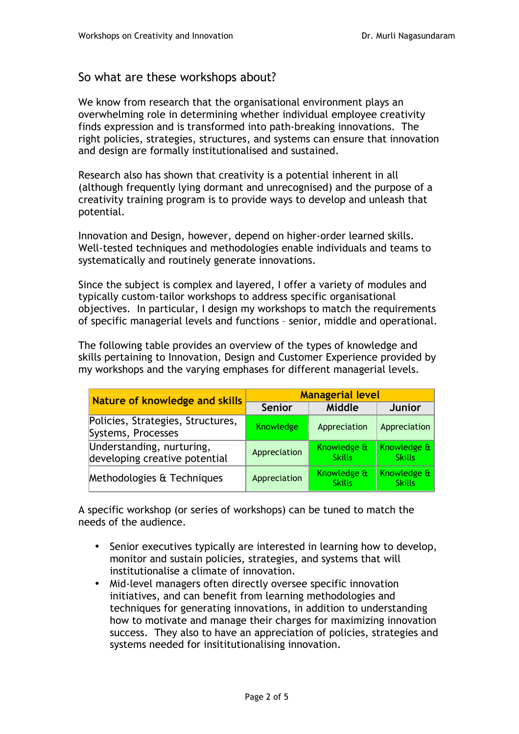## So what are these workshops about?

We know from research that the organisational environment plays an overwhelming role in determining whether individual employee creativity finds expression and is transformed into path-breaking innovations. The right policies, strategies, structures, and systems can ensure that innovation and design are formally institutionalised and sustained.

Research also has shown that creativity is a potential inherent in all (although frequently lying dormant and unrecognised) and the purpose of a creativity training program is to provide ways to develop and unleash that potential.

Innovation and Design, however, depend on higher-order learned skills. Well-tested techniques and methodologies enable individuals and teams to systematically and routinely generate innovations.

Since the subject is complex and layered, I offer a variety of modules and typically custom-tailor workshops to address specific organisational objectives. In particular, I design my workshops to match the requirements of specific managerial levels and functions – senior, middle and operational.

The following table provides an overview of the types of knowledge and skills pertaining to Innovation, Design and Customer Experience provided by my workshops and the varying emphases for different managerial levels.

| Nature of knowledge and skills | Managerial level | | |
|---|---|---|---|
| | Senior | Middle | Junior |
| Policies, Strategies, Structures, Systems, Processes | Knowledge | Appreciation | Appreciation |
| Understanding, nurturing, developing creative potential | Appreciation | Knowledge & Skills | Knowledge & Skills |
| Methodologies & Techniques | Appreciation | Knowledge & Skills | Knowledge & Skills |

A specific workshop (or series of workshops) can be tuned to match the needs of the audience.

- Senior executives typically are interested in learning how to develop, monitor and sustain policies, strategies, and systems that will institutionalise a climate of innovation.
- Mid-level managers often directly oversee specific innovation initiatives, and can benefit from learning methodologies and techniques for generating innovations, in addition to understanding how to motivate and manage their charges for maximizing innovation success. They also to have an appreciation of policies, strategies and systems needed for insititutionalising innovation.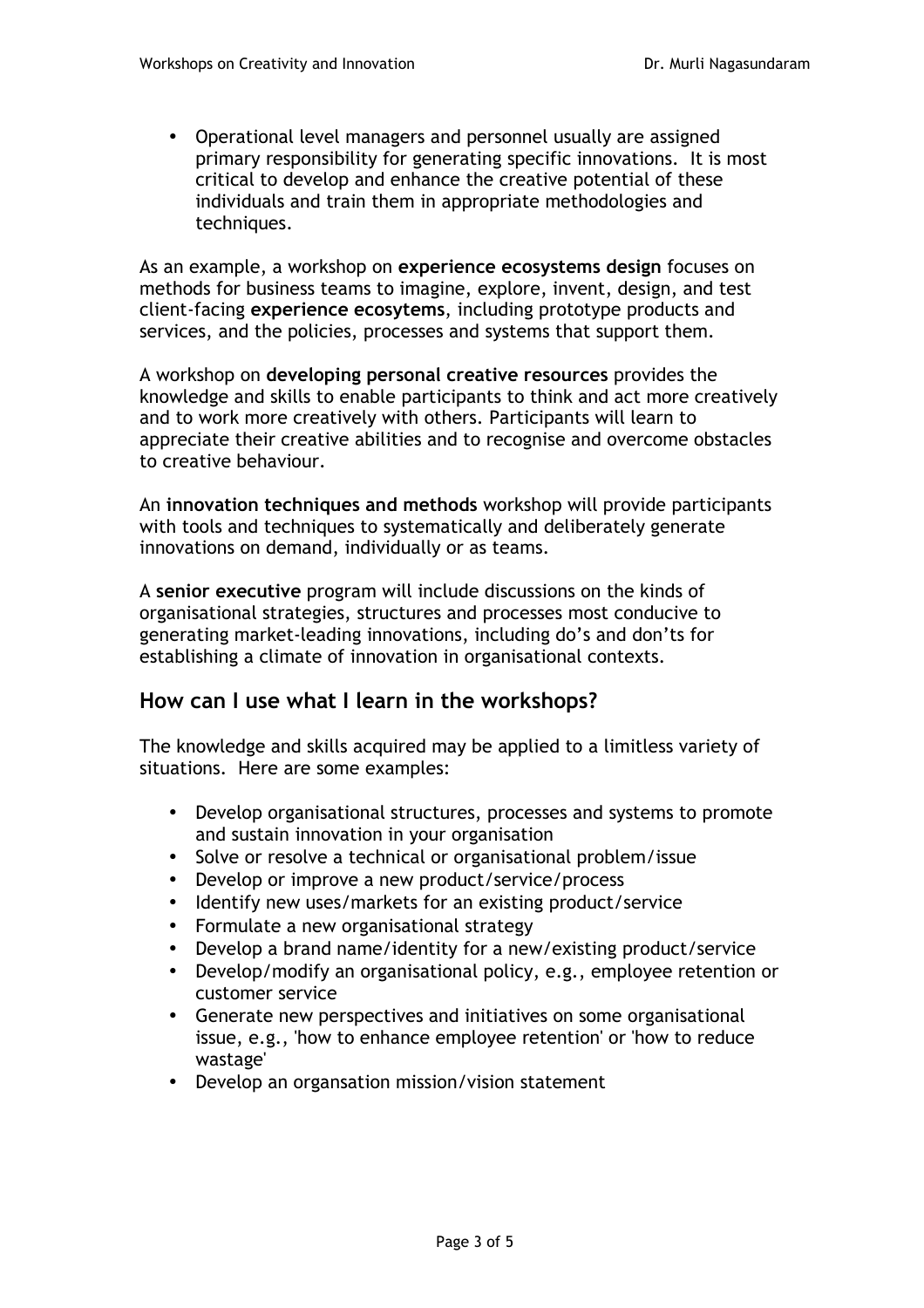- Operational level managers and personnel usually are assigned primary responsibility for generating specific innovations. It is most critical to develop and enhance the creative potential of these individuals and train them in appropriate methodologies and techniques.

As an example, a workshop on **experience ecosystems design** focuses on methods for business teams to imagine, explore, invent, design, and test client-facing **experience ecosytems**, including prototype products and services, and the policies, processes and systems that support them.

A workshop on **developing personal creative resources** provides the knowledge and skills to enable participants to think and act more creatively and to work more creatively with others. Participants will learn to appreciate their creative abilities and to recognise and overcome obstacles to creative behaviour.

An **innovation techniques and methods** workshop will provide participants with tools and techniques to systematically and deliberately generate innovations on demand, individually or as teams.

A **senior executive** program will include discussions on the kinds of organisational strategies, structures and processes most conducive to generating market-leading innovations, including do's and don'ts for establishing a climate of innovation in organisational contexts.

## How can I use what I learn in the workshops?

The knowledge and skills acquired may be applied to a limitless variety of situations. Here are some examples:

- Develop organisational structures, processes and systems to promote and sustain innovation in your organisation
- Solve or resolve a technical or organisational problem/issue
- Develop or improve a new product/service/process
- Identify new uses/markets for an existing product/service
- Formulate a new organisational strategy
- Develop a brand name/identity for a new/existing product/service
- Develop/modify an organisational policy, e.g., employee retention or customer service
- Generate new perspectives and initiatives on some organisational issue, e.g., 'how to enhance employee retention' or 'how to reduce wastage'
- Develop an organsation mission/vision statement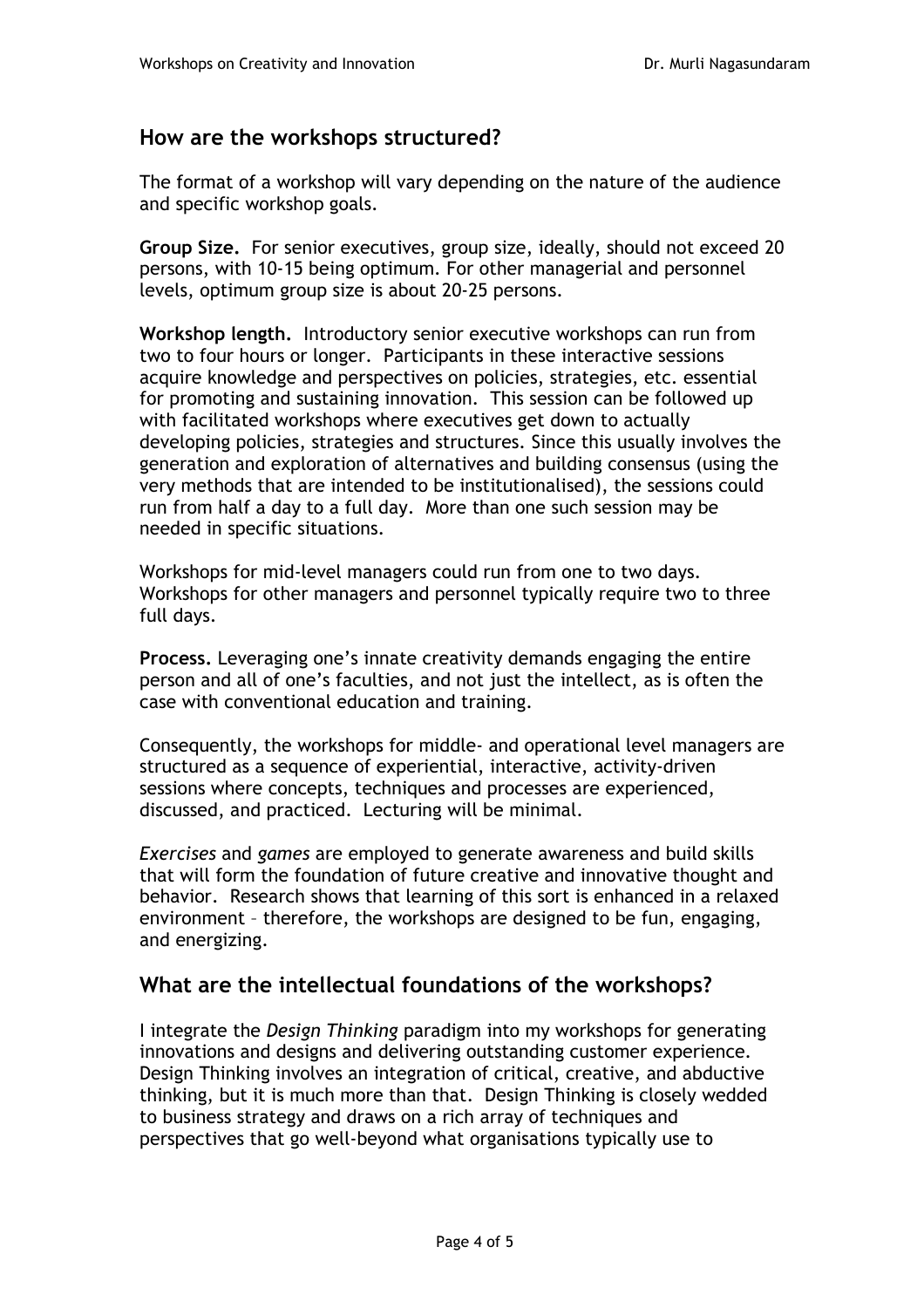## How are the workshops structured?

The format of a workshop will vary depending on the nature of the audience and specific workshop goals.

**Group Size.** For senior executives, group size, ideally, should not exceed 20 persons, with 10-15 being optimum. For other managerial and personnel levels, optimum group size is about 20-25 persons.

**Workshop length.** Introductory senior executive workshops can run from two to four hours or longer. Participants in these interactive sessions acquire knowledge and perspectives on policies, strategies, etc. essential for promoting and sustaining innovation. This session can be followed up with facilitated workshops where executives get down to actually developing policies, strategies and structures. Since this usually involves the generation and exploration of alternatives and building consensus (using the very methods that are intended to be institutionalised), the sessions could run from half a day to a full day. More than one such session may be needed in specific situations.

Workshops for mid-level managers could run from one to two days. Workshops for other managers and personnel typically require two to three full days.

**Process.** Leveraging one's innate creativity demands engaging the entire person and all of one's faculties, and not just the intellect, as is often the case with conventional education and training.

Consequently, the workshops for middle- and operational level managers are structured as a sequence of experiential, interactive, activity-driven sessions where concepts, techniques and processes are experienced, discussed, and practiced. Lecturing will be minimal.

*Exercises* and *games* are employed to generate awareness and build skills that will form the foundation of future creative and innovative thought and behavior. Research shows that learning of this sort is enhanced in a relaxed environment – therefore, the workshops are designed to be fun, engaging, and energizing.

## What are the intellectual foundations of the workshops?

I integrate the *Design Thinking* paradigm into my workshops for generating innovations and designs and delivering outstanding customer experience. Design Thinking involves an integration of critical, creative, and abductive thinking, but it is much more than that. Design Thinking is closely wedded to business strategy and draws on a rich array of techniques and perspectives that go well-beyond what organisations typically use to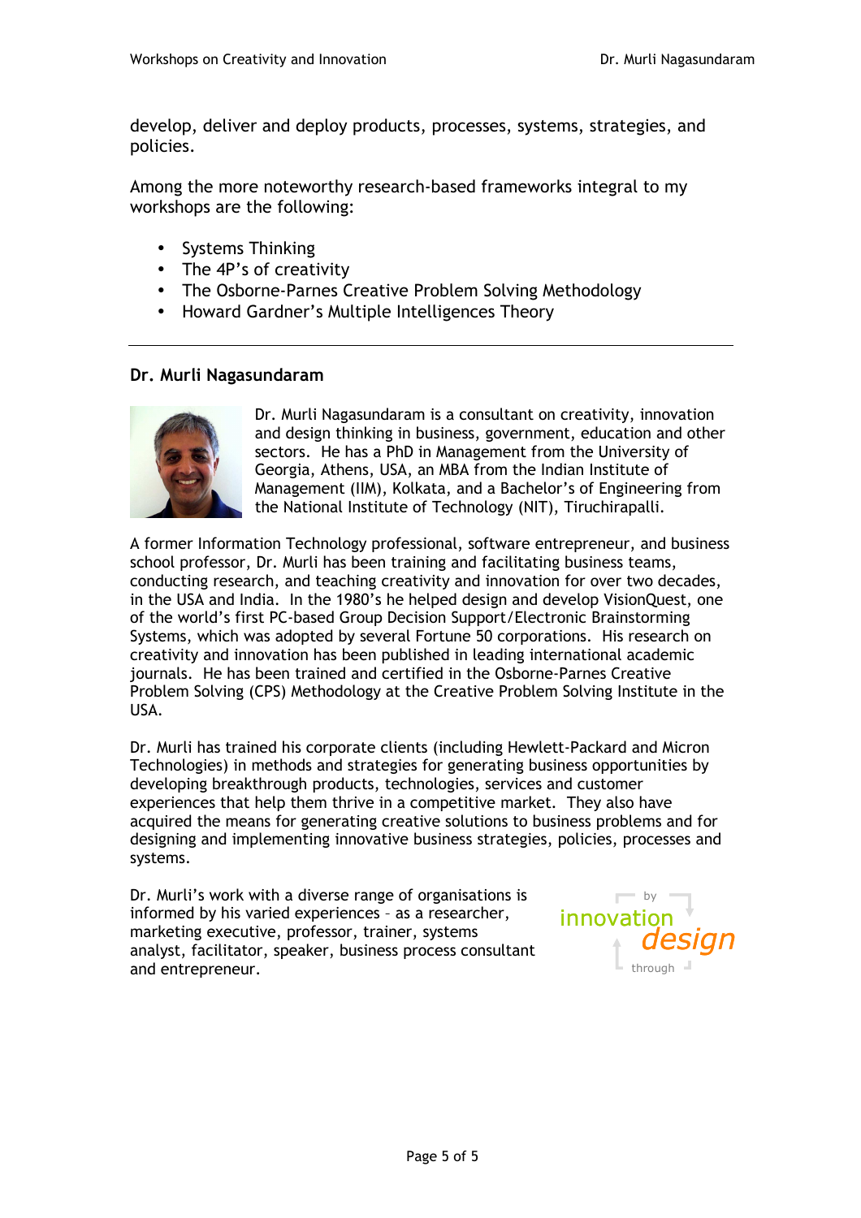develop, deliver and deploy products, processes, systems, strategies, and policies.

Among the more noteworthy research-based frameworks integral to my workshops are the following:

- Systems Thinking
- The 4P's of creativity
- The Osborne-Parnes Creative Problem Solving Methodology
- Howard Gardner's Multiple Intelligences Theory

---

**Dr. Murli Nagasundaram**

Dr. Murli Nagasundaram is a consultant on creativity, innovation and design thinking in business, government, education and other sectors. He has a PhD in Management from the University of Georgia, Athens, USA, an MBA from the Indian Institute of Management (IIM), Kolkata, and a Bachelor's of Engineering from the National Institute of Technology (NIT), Tiruchirapalli.

A former Information Technology professional, software entrepreneur, and business school professor, Dr. Murli has been training and facilitating business teams, conducting research, and teaching creativity and innovation for over two decades, in the USA and India. In the 1980's he helped design and develop VisionQuest, one of the world's first PC-based Group Decision Support/Electronic Brainstorming Systems, which was adopted by several Fortune 50 corporations. His research on creativity and innovation has been published in leading international academic journals. He has been trained and certified in the Osborne-Parnes Creative Problem Solving (CPS) Methodology at the Creative Problem Solving Institute in the USA.

Dr. Murli has trained his corporate clients (including Hewlett-Packard and Micron Technologies) in methods and strategies for generating business opportunities by developing breakthrough products, technologies, services and customer experiences that help them thrive in a competitive market. They also have acquired the means for generating creative solutions to business problems and for designing and implementing innovative business strategies, policies, processes and systems.

Dr. Murli's work with a diverse range of organisations is informed by his varied experiences – as a researcher, marketing executive, professor, trainer, systems analyst, facilitator, speaker, business process consultant and entrepreneur.

by
innovation
design
through